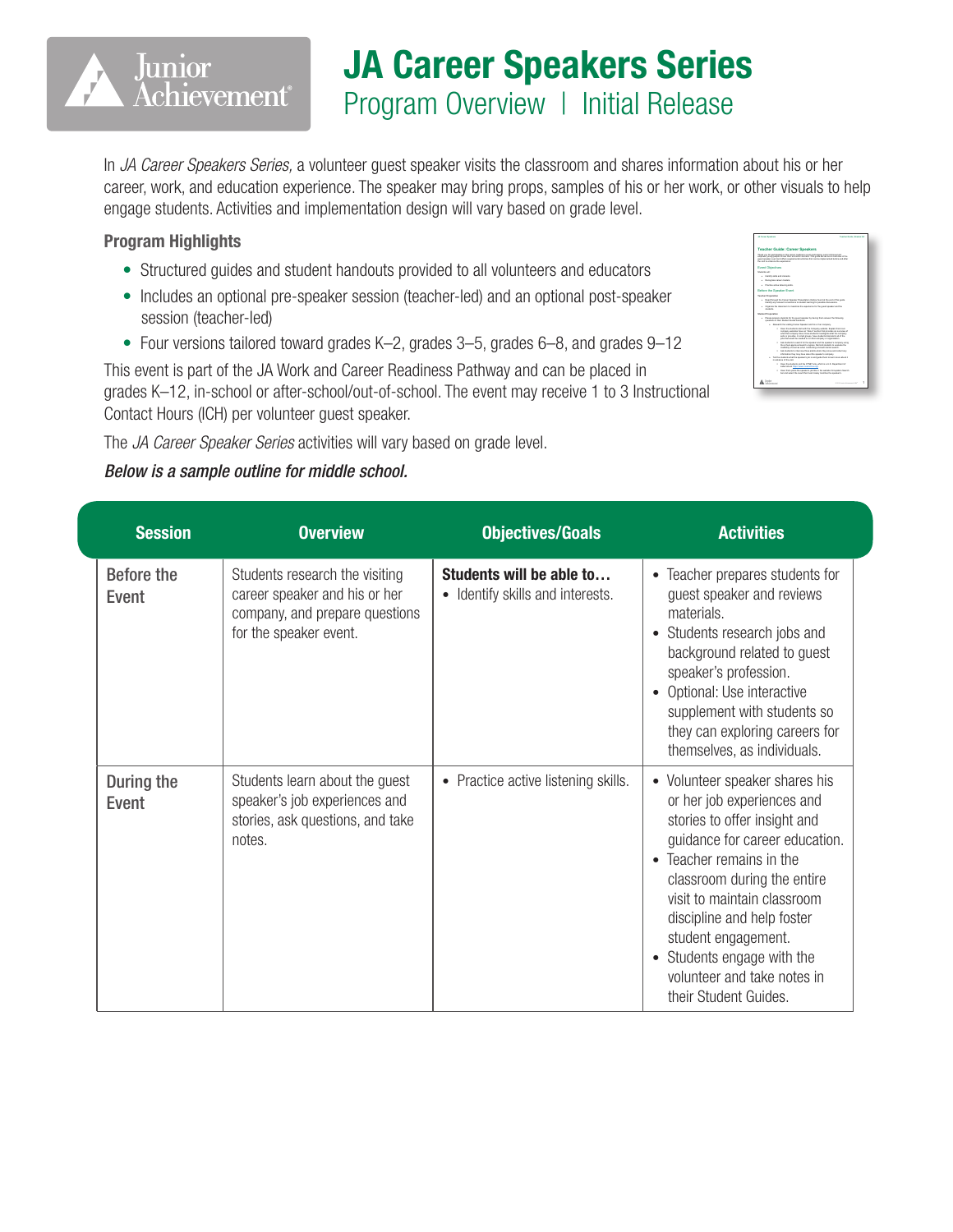# JA Career Speakers Series

## Program Overview | Initial Release

In *JA Career Speakers Series,* a volunteer guest speaker visits the classroom and shares information about his or her career, work, and education experience. The speaker may bring props, samples of his or her work, or other visuals to help engage students. Activities and implementation design will vary based on grade level.

### Program Highlights

- Structured guides and student handouts provided to all volunteers and educators
- Includes an optional pre-speaker session (teacher-led) and an optional post-speaker session (teacher-led)
- Four versions tailored toward grades K–2, grades 3–5, grades 6–8, and grades 9–12

This event is part of the JA Work and Career Readiness Pathway and can be placed in grades K–12, in-school or after-school/out-of-school. The event may receive 1 to 3 Instructional Contact Hours (ICH) per volunteer guest speaker.

The *JA Career Speaker Series* activities will vary based on grade level.

***Below is a sample outline for middle school.***

| Session | Overview | Objectives/Goals | Activities |
|---|---|---|---|
| Before the Event | Students research the visiting career speaker and his or her company, and prepare questions for the speaker event. | **Students will be able to…**<br>• Identify skills and interests. | • Teacher prepares students for guest speaker and reviews materials.<br>• Students research jobs and background related to guest speaker's profession.<br>• Optional: Use interactive supplement with students so they can exploring careers for themselves, as individuals. |
| During the Event | Students learn about the guest speaker's job experiences and stories, ask questions, and take notes. | • Practice active listening skills. | • Volunteer speaker shares his or her job experiences and stories to offer insight and guidance for career education.<br>• Teacher remains in the classroom during the entire visit to maintain classroom discipline and help foster student engagement.<br>• Students engage with the volunteer and take notes in their Student Guides. |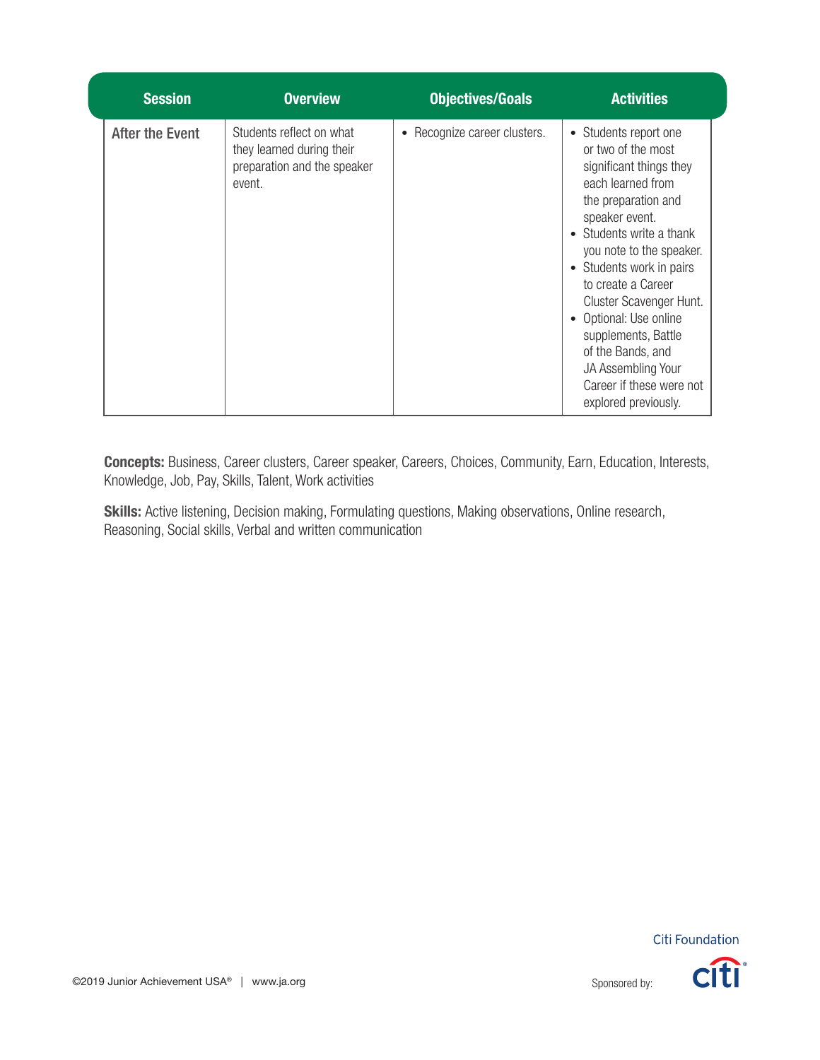| Session | Overview | Objectives/Goals | Activities |
| --- | --- | --- | --- |
| After the Event | Students reflect on what they learned during their preparation and the speaker event. | • Recognize career clusters. | • Students report one or two of the most significant things they each learned from the preparation and speaker event.<br>• Students write a thank you note to the speaker.<br>• Students work in pairs to create a Career Cluster Scavenger Hunt.<br>• Optional: Use online supplements, Battle of the Bands, and JA Assembling Your Career if these were not explored previously. |

**Concepts:** Business, Career clusters, Career speaker, Careers, Choices, Community, Earn, Education, Interests, Knowledge, Job, Pay, Skills, Talent, Work activities

**Skills:** Active listening, Decision making, Formulating questions, Making observations, Online research, Reasoning, Social skills, Verbal and written communication

©2019 Junior Achievement USA® | www.ja.org

Sponsored by: Citi Foundation